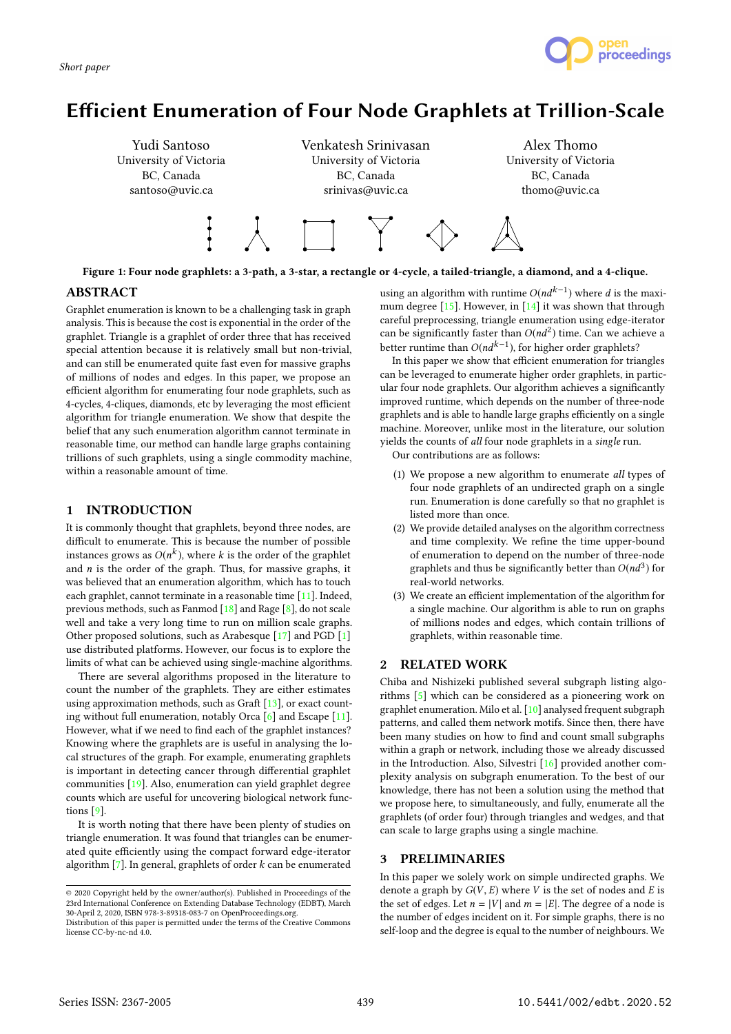Short paper

# Efficient Enumeration of Four Node Graphlets at Trillion-Scale

Yudi Santoso
University of Victoria
BC, Canada
santoso@uvic.ca

Venkatesh Srinivasan
University of Victoria
BC, Canada
srinivas@uvic.ca

Alex Thomo
University of Victoria
BC, Canada
thomo@uvic.ca

**Figure 1: Four node graphlets: a 3-path, a 3-star, a rectangle or 4-cycle, a tailed-triangle, a diamond, and a 4-clique.**

## ABSTRACT

Graphlet enumeration is known to be a challenging task in graph analysis. This is because the cost is exponential in the order of the graphlet. Triangle is a graphlet of order three that has received special attention because it is relatively small but non-trivial, and can still be enumerated quite fast even for massive graphs of millions of nodes and edges. In this paper, we propose an efficient algorithm for enumerating four node graphlets, such as 4-cycles, 4-cliques, diamonds, etc by leveraging the most efficient algorithm for triangle enumeration. We show that despite the belief that any such enumeration algorithm cannot terminate in reasonable time, our method can handle large graphs containing trillions of such graphlets, using a single commodity machine, within a reasonable amount of time.

## 1 INTRODUCTION

It is commonly thought that graphlets, beyond three nodes, are difficult to enumerate. This is because the number of possible instances grows as $O(n^k)$, where $k$ is the order of the graphlet and $n$ is the order of the graph. Thus, for massive graphs, it was believed that an enumeration algorithm, which has to touch each graphlet, cannot terminate in a reasonable time [11]. Indeed, previous methods, such as Fanmod [18] and Rage [8], do not scale well and take a very long time to run on million scale graphs. Other proposed solutions, such as Arabesque [17] and PGD [1] use distributed platforms. However, our focus is to explore the limits of what can be achieved using single-machine algorithms.

There are several algorithms proposed in the literature to count the number of the graphlets. They are either estimates using approximation methods, such as Graft [13], or exact counting without full enumeration, notably Orca [6] and Escape [11]. However, what if we need to find each of the graphlet instances? Knowing where the graphlets are is useful in analysing the local structures of the graph. For example, enumerating graphlets is important in detecting cancer through differential graphlet communities [19]. Also, enumeration can yield graphlet degree counts which are useful for uncovering biological network functions [9].

It is worth noting that there have been plenty of studies on triangle enumeration. It was found that triangles can be enumerated quite efficiently using the compact forward edge-iterator algorithm [7]. In general, graphlets of order $k$ can be enumerated using an algorithm with runtime $O(nd^{k-1})$ where $d$ is the maximum degree [15]. However, in [14] it was shown that through careful preprocessing, triangle enumeration using edge-iterator can be significantly faster than $O(nd^2)$ time. Can we achieve a better runtime than $O(nd^{k-1})$, for higher order graphlets?

In this paper we show that efficient enumeration for triangles can be leveraged to enumerate higher order graphlets, in particular four node graphlets. Our algorithm achieves a significantly improved runtime, which depends on the number of three-node graphlets and is able to handle large graphs efficiently on a single machine. Moreover, unlike most in the literature, our solution yields the counts of *all* four node graphlets in a *single* run.

Our contributions are as follows:

(1) We propose a new algorithm to enumerate *all* types of four node graphlets of an undirected graph on a single run. Enumeration is done carefully so that no graphlet is listed more than once.
(2) We provide detailed analyses on the algorithm correctness and time complexity. We refine the time upper-bound of enumeration to depend on the number of three-node graphlets and thus be significantly better than $O(nd^3)$ for real-world networks.
(3) We create an efficient implementation of the algorithm for a single machine. Our algorithm is able to run on graphs of millions nodes and edges, which contain trillions of graphlets, within reasonable time.

## 2 RELATED WORK

Chiba and Nishizeki published several subgraph listing algorithms [5] which can be considered as a pioneering work on graphlet enumeration. Milo et al. [10] analysed frequent subgraph patterns, and called them network motifs. Since then, there have been many studies on how to find and count small subgraphs within a graph or network, including those we already discussed in the Introduction. Also, Silvestri [16] provided another complexity analysis on subgraph enumeration. To the best of our knowledge, there has not been a solution using the method that we propose here, to simultaneously, and fully, enumerate all the graphlets (of order four) through triangles and wedges, and that can scale to large graphs using a single machine.

## 3 PRELIMINARIES

In this paper we solely work on simple undirected graphs. We denote a graph by $G(V, E)$ where $V$ is the set of nodes and $E$ is the set of edges. Let $n = |V|$ and $m = |E|$. The degree of a node is the number of edges incident on it. For simple graphs, there is no self-loop and the degree is equal to the number of neighbours. We

© 2020 Copyright held by the owner/author(s). Published in Proceedings of the 23rd International Conference on Extending Database Technology (EDBT), March 30-April 2, 2020, ISBN 978-3-89318-083-7 on OpenProceedings.org.
Distribution of this paper is permitted under the terms of the Creative Commons license CC-by-nc-nd 4.0.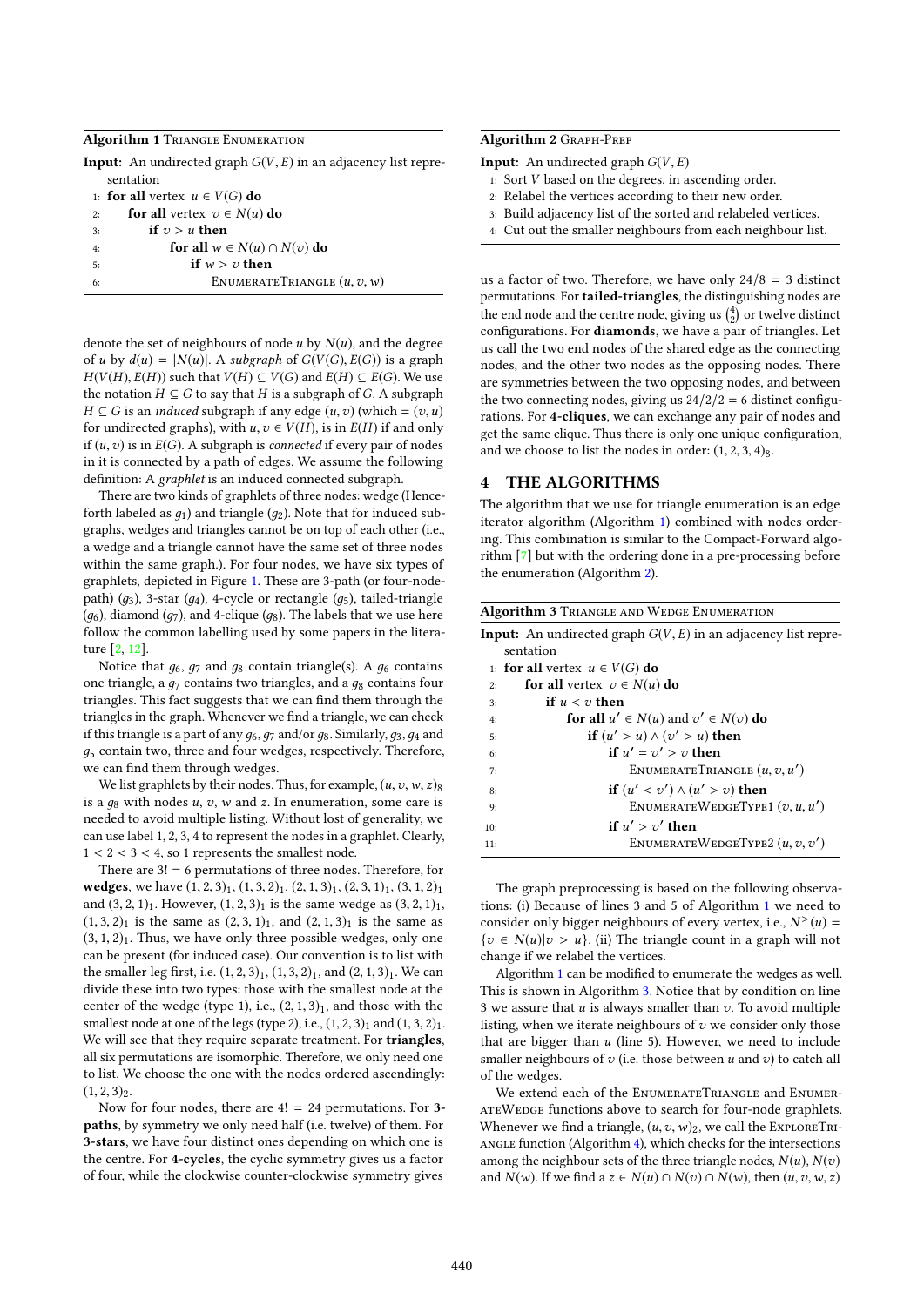**Algorithm 1** Triangle Enumeration

**Input:** An undirected graph $G(V, E)$ in an adjacency list representation

```
1: for all vertex u ∈ V(G) do
2:     for all vertex v ∈ N(u) do
3:         if v > u then
4:             for all w ∈ N(u) ∩ N(v) do
5:                 if w > v then
6:                     EnumerateTriangle (u, v, w)
```

denote the set of neighbours of node $u$ by $N(u)$, and the degree of $u$ by $d(u) = |N(u)|$. A *subgraph* of $G(V(G), E(G))$ is a graph $H(V(H), E(H))$ such that $V(H) \subseteq V(G)$ and $E(H) \subseteq E(G)$. We use the notation $H \subseteq G$ to say that $H$ is a subgraph of $G$. A subgraph $H \subseteq G$ is an *induced* subgraph if any edge $(u, v)$ (which $= (v, u)$ for undirected graphs), with $u, v \in V(H)$, is in $E(H)$ if and only if $(u, v)$ is in $E(G)$. A subgraph is *connected* if every pair of nodes in it is connected by a path of edges. We assume the following definition: A *graphlet* is an induced connected subgraph.

There are two kinds of graphlets of three nodes: wedge (Henceforth labeled as $g_1$) and triangle ($g_2$). Note that for induced subgraphs, wedges and triangles cannot be on top of each other (i.e., a wedge and a triangle cannot have the same set of three nodes within the same graph.). For four nodes, we have six types of graphlets, depicted in Figure 1. These are 3-path (or four-node-path) ($g_3$), 3-star ($g_4$), 4-cycle or rectangle ($g_5$), tailed-triangle ($g_6$), diamond ($g_7$), and 4-clique ($g_8$). The labels that we use here follow the common labelling used by some papers in the literature [2, 12].

Notice that $g_6$, $g_7$ and $g_8$ contain triangle(s). A $g_6$ contains one triangle, a $g_7$ contains two triangles, and a $g_8$ contains four triangles. This fact suggests that we can find them through the triangles in the graph. Whenever we find a triangle, we can check if this triangle is a part of any $g_6$, $g_7$ and/or $g_8$. Similarly, $g_3$, $g_4$ and $g_5$ contain two, three and four wedges, respectively. Therefore, we can find them through wedges.

We list graphlets by their nodes. Thus, for example, $(u, v, w, z)_8$ is a $g_8$ with nodes $u$, $v$, $w$ and $z$. In enumeration, some care is needed to avoid multiple listing. Without lost of generality, we can use label 1, 2, 3, 4 to represent the nodes in a graphlet. Clearly, $1 < 2 < 3 < 4$, so 1 represents the smallest node.

There are $3! = 6$ permutations of three nodes. Therefore, for **wedges**, we have $(1, 2, 3)_1$, $(1, 3, 2)_1$, $(2, 1, 3)_1$, $(2, 3, 1)_1$, $(3, 1, 2)_1$ and $(3, 2, 1)_1$. However, $(1, 2, 3)_1$ is the same wedge as $(3, 2, 1)_1$, $(1, 3, 2)_1$ is the same as $(2, 3, 1)_1$, and $(2, 1, 3)_1$ is the same as $(3, 1, 2)_1$. Thus, we have only three possible wedges, only one can be present (for induced case). Our convention is to list with the smaller leg first, i.e. $(1, 2, 3)_1$, $(1, 3, 2)_1$, and $(2, 1, 3)_1$. We can divide these into two types: those with the smallest node at the center of the wedge (type 1), i.e., $(2, 1, 3)_1$, and those with the smallest node at one of the legs (type 2), i.e., $(1, 2, 3)_1$ and $(1, 3, 2)_1$. We will see that they require separate treatment. For **triangles**, all six permutations are isomorphic. Therefore, we only need one to list. We choose the one with the nodes ordered ascendingly: $(1, 2, 3)_2$.

Now for four nodes, there are $4! = 24$ permutations. For **3-paths**, by symmetry we only need half (i.e. twelve) of them. For **3-stars**, we have four distinct ones depending on which one is the centre. For **4-cycles**, the cyclic symmetry gives us a factor of four, while the clockwise counter-clockwise symmetry gives us a factor of two. Therefore, we have only $24/8 = 3$ distinct permutations. For **tailed-triangles**, the distinguishing nodes are the end node and the centre node, giving us $\binom{4}{2}$ or twelve distinct configurations. For **diamonds**, we have a pair of triangles. Let us call the two end nodes of the shared edge as the connecting nodes, and the other two nodes as the opposing nodes. There are symmetries between the two opposing nodes, and between the two connecting nodes, giving us $24/2/2 = 6$ distinct configurations. For **4-cliques**, we can exchange any pair of nodes and get the same clique. Thus there is only one unique configuration, and we choose to list the nodes in order: $(1, 2, 3, 4)_8$.

**Algorithm 2** Graph-Prep

**Input:** An undirected graph $G(V, E)$

1: Sort $V$ based on the degrees, in ascending order.
2: Relabel the vertices according to their new order.
3: Build adjacency list of the sorted and relabeled vertices.
4: Cut out the smaller neighbours from each neighbour list.

## 4 THE ALGORITHMS

The algorithm that we use for triangle enumeration is an edge iterator algorithm (Algorithm 1) combined with nodes ordering. This combination is similar to the Compact-Forward algorithm [7] but with the ordering done in a pre-processing before the enumeration (Algorithm 2).

**Algorithm 3** Triangle and Wedge Enumeration

**Input:** An undirected graph $G(V, E)$ in an adjacency list representation

```
1:  for all vertex u ∈ V(G) do
2:      for all vertex v ∈ N(u) do
3:          if u < v then
4:              for all u′ ∈ N(u) and v′ ∈ N(v) do
5:                  if (u′ > u) ∧ (v′ > u) then
6:                      if u′ = v′ > v then
7:                          EnumerateTriangle (u, v, u′)
8:                      if (u′ < v′) ∧ (u′ > v) then
9:                          EnumerateWedgeType1 (v, u, u′)
10:                     if u′ > v′ then
11:                         EnumerateWedgeType2 (u, v, v′)
```

The graph preprocessing is based on the following observations: (i) Because of lines 3 and 5 of Algorithm 1 we need to consider only bigger neighbours of every vertex, i.e., $N^{>}(u) = \{v \in N(u) | v > u\}$. (ii) The triangle count in a graph will not change if we relabel the vertices.

Algorithm 1 can be modified to enumerate the wedges as well. This is shown in Algorithm 3. Notice that by condition on line 3 we assure that $u$ is always smaller than $v$. To avoid multiple listing, when we iterate neighbours of $v$ we consider only those that are bigger than $u$ (line 5). However, we need to include smaller neighbours of $v$ (i.e. those between $u$ and $v$) to catch all of the wedges.

We extend each of the EnumerateTriangle and EnumerateWedge functions above to search for four-node graphlets. Whenever we find a triangle, $(u, v, w)_2$, we call the ExploreTriangle function (Algorithm 4), which checks for the intersections among the neighbour sets of the three triangle nodes, $N(u)$, $N(v)$ and $N(w)$. If we find a $z \in N(u) \cap N(v) \cap N(w)$, then $(u, v, w, z)$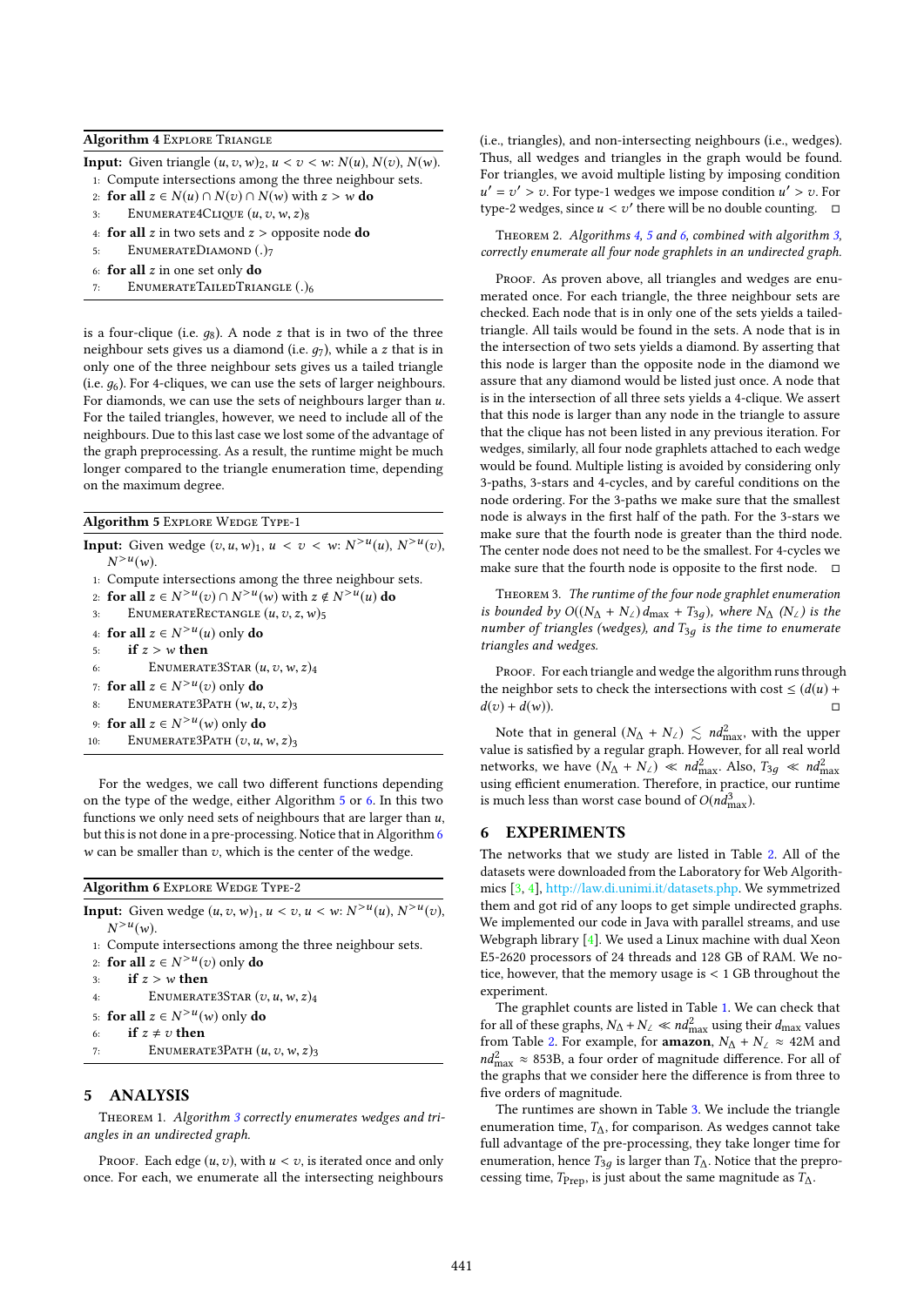**Algorithm 4** Explore Triangle

**Input:** Given triangle $(u, v, w)_2$, $u < v < w$: $N(u)$, $N(v)$, $N(w)$.

```
1: Compute intersections among the three neighbour sets.
2: for all z ∈ N(u) ∩ N(v) ∩ N(w) with z > w do
3:     EnumerateCliques4 (u, v, w, z)_8
4: for all z in two sets and z > opposite node do
5:     EnumerateDiamond (.)_7
6: for all z in one set only do
7:     EnumerateTailedTriangle (.)_6
```

is a four-clique (i.e. $g_8$). A node $z$ that is in two of the three neighbour sets gives us a diamond (i.e. $g_7$), while a $z$ that is in only one of the three neighbour sets gives us a tailed triangle (i.e. $g_6$). For 4-cliques, we can use the sets of larger neighbours. For diamonds, we can use the sets of neighbours larger than $u$. For the tailed triangles, however, we need to include all of the neighbours. Due to this last case we lost some of the advantage of the graph preprocessing. As a result, the runtime might be much longer compared to the triangle enumeration time, depending on the maximum degree.

**Algorithm 5** Explore Wedge Type-1

**Input:** Given wedge $(v, u, w)_1$, $u < v < w$: $N^{>u}(u)$, $N^{>u}(v)$, $N^{>u}(w)$.

```
1: Compute intersections among the three neighbour sets.
2: for all z ∈ N^{>u}(v) ∩ N^{>u}(w) with z ∉ N^{>u}(u) do
3:     EnumerateRectangle (u, v, z, w)_5
4: for all z ∈ N^{>u}(u) only do
5:     if z > w then
6:         Enumerate3Star (u, v, w, z)_4
7: for all z ∈ N^{>u}(v) only do
8:     Enumerate3Path (w, u, v, z)_3
9: for all z ∈ N^{>u}(w) only do
10:    Enumerate3Path (v, u, w, z)_3
```

For the wedges, we call two different functions depending on the type of the wedge, either Algorithm 5 or 6. In this two functions we only need sets of neighbours that are larger than $u$, but this is not done in a pre-processing. Notice that in Algorithm 6 $w$ can be smaller than $v$, which is the center of the wedge.

**Algorithm 6** Explore Wedge Type-2

**Input:** Given wedge $(u, v, w)_1$, $u < v$, $u < w$: $N^{>u}(u)$, $N^{>u}(v)$, $N^{>u}(w)$.

```
1: Compute intersections among the three neighbour sets.
2: for all z ∈ N^{>u}(v) only do
3:     if z > w then
4:         Enumerate3Star (v, u, w, z)_4
5: for all z ∈ N^{>u}(w) only do
6:     if z ≠ v then
7:         Enumerate3Path (u, v, w, z)_3
```

## 5 ANALYSIS

Theorem 1. *Algorithm 3 correctly enumerates wedges and triangles in an undirected graph.*

Proof. Each edge $(u, v)$, with $u < v$, is iterated once and only once. For each, we enumerate all the intersecting neighbours (i.e., triangles), and non-intersecting neighbours (i.e., wedges). Thus, all wedges and triangles in the graph would be found. For triangles, we avoid multiple listing by imposing condition $u' = v' > v$. For type-1 wedges we impose condition $u' > v$. For type-2 wedges, since $u < v'$ there will be no double counting. □

Theorem 2. *Algorithms 4, 5 and 6, combined with algorithm 3, correctly enumerate all four node graphlets in an undirected graph.*

Proof. As proven above, all triangles and wedges are enumerated once. For each triangle, the three neighbour sets are checked. Each node that is in only one of the sets yields a tailed-triangle. All tails would be found in the sets. A node that is in the intersection of two sets yields a diamond. By asserting that this node is larger than the opposite node in the diamond we assure that any diamond would be listed just once. A node that is in the intersection of all three sets yields a 4-clique. We assert that this node is larger than any node in the triangle to assure that the clique has not been listed in any previous iteration. For wedges, similarly, all four node graphlets attached to each wedge would be found. Multiple listing is avoided by considering only 3-paths, 3-stars and 4-cycles, and by careful conditions on the node ordering. For the 3-paths we make sure that the smallest node is always in the first half of the path. For the 3-stars we make sure that the fourth node is greater than the third node. The center node does not need to be the smallest. For 4-cycles we make sure that the fourth node is opposite to the first node. □

Theorem 3. *The runtime of the four node graphlet enumeration is bounded by $O((N_\Delta + N_\angle)\,d_{\max} + T_{3g})$, where $N_\Delta$ ($N_\angle$) is the number of triangles (wedges), and $T_{3g}$ is the time to enumerate triangles and wedges.*

Proof. For each triangle and wedge the algorithm runs through the neighbor sets to check the intersections with cost $\leq (d(u) + d(v) + d(w))$. □

Note that in general $(N_\Delta + N_\angle) \lesssim nd_{\max}^2$, with the upper value is satisfied by a regular graph. However, for all real world networks, we have $(N_\Delta + N_\angle) \ll nd_{\max}^2$. Also, $T_{3g} \ll nd_{\max}^2$ using efficient enumeration. Therefore, in practice, our runtime is much less than worst case bound of $O(nd_{\max}^3)$.

## 6 EXPERIMENTS

The networks that we study are listed in Table 2. All of the datasets were downloaded from the Laboratory for Web Algorithmics [3, 4], http://law.di.unimi.it/datasets.php. We symmetrized them and got rid of any loops to get simple undirected graphs. We implemented our code in Java with parallel streams, and use Webgraph library [4]. We used a Linux machine with dual Xeon E5-2620 processors of 24 threads and 128 GB of RAM. We notice, however, that the memory usage is < 1 GB throughout the experiment.

The graphlet counts are listed in Table 1. We can check that for all of these graphs, $N_\Delta + N_\angle \ll nd_{\max}^2$ using their $d_{\max}$ values from Table 2. For example, for **amazon**, $N_\Delta + N_\angle \approx 42$M and $nd_{\max}^2 \approx 853$B, a four order of magnitude difference. For all of the graphs that we consider here the difference is from three to five orders of magnitude.

The runtimes are shown in Table 3. We include the triangle enumeration time, $T_\Delta$, for comparison. As wedges cannot take full advantage of the pre-processing, they take longer time for enumeration, hence $T_{3g}$ is larger than $T_\Delta$. Notice that the preprocessing time, $T_{\text{Prep}}$, is just about the same magnitude as $T_\Delta$.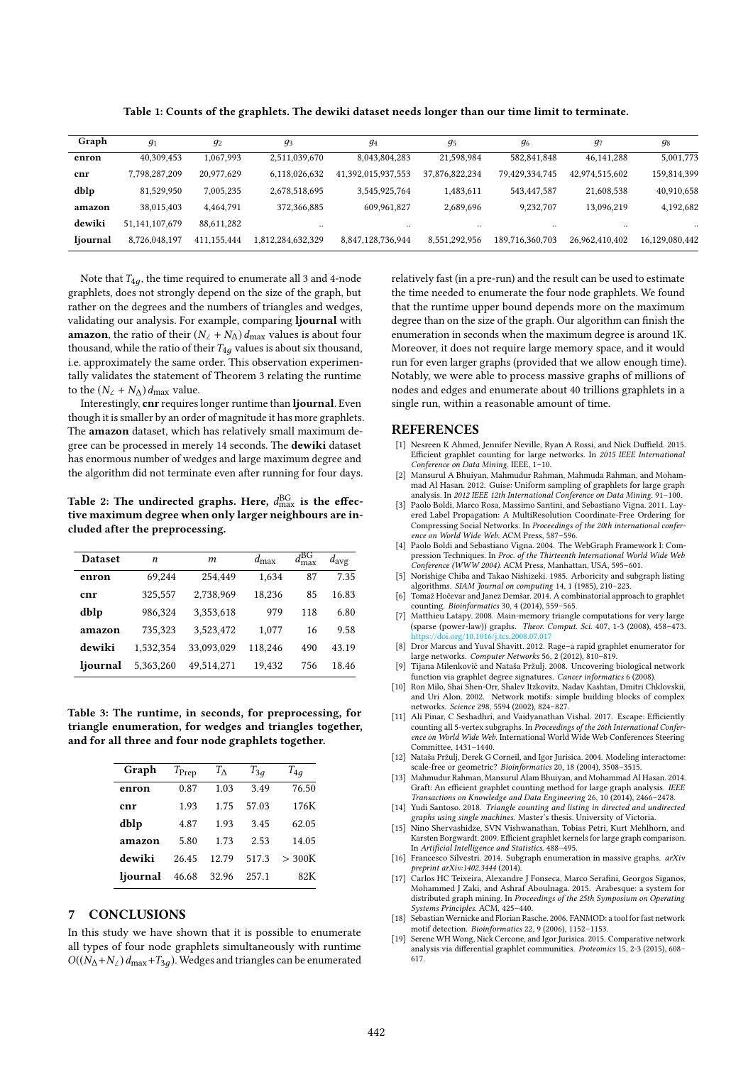Table 1: Counts of the graphlets. The dewiki dataset needs longer than our time limit to terminate.

| Graph | $g_1$ | $g_2$ | $g_3$ | $g_4$ | $g_5$ | $g_6$ | $g_7$ | $g_8$ |
|---|---|---|---|---|---|---|---|---|
| **enron** | 40,309,453 | 1,067,993 | 2,511,039,670 | 8,043,804,283 | 21,598,984 | 582,841,848 | 46,141,288 | 5,001,773 |
| **cnr** | 7,798,287,209 | 20,977,629 | 6,118,026,632 | 41,392,015,937,553 | 37,876,822,234 | 79,429,334,745 | 42,974,515,602 | 159,814,399 |
| **dblp** | 81,529,950 | 7,005,235 | 2,678,518,695 | 3,545,925,764 | 1,483,611 | 543,447,587 | 21,608,538 | 40,910,658 |
| **amazon** | 38,015,403 | 4,464,791 | 372,366,885 | 609,961,827 | 2,689,696 | 9,232,707 | 13,096,219 | 4,192,682 |
| **dewiki** | 51,141,107,679 | 88,611,282 | .. | .. | .. | .. | .. | .. |
| **ljournal** | 8,726,048,197 | 411,155,444 | 1,812,284,632,329 | 8,847,128,736,944 | 8,551,292,956 | 189,716,360,703 | 26,962,410,402 | 16,129,080,442 |

Note that $T_{4g}$, the time required to enumerate all 3 and 4-node graphlets, does not strongly depend on the size of the graph, but rather on the degrees and the numbers of triangles and wedges, validating our analysis. For example, comparing **ljournal** with **amazon**, the ratio of their $(N_{\angle} + N_{\Delta})\, d_{\max}$ values is about four thousand, while the ratio of their $T_{4g}$ values is about six thousand, i.e. approximately the same order. This observation experimentally validates the statement of Theorem 3 relating the runtime to the $(N_{\angle} + N_{\Delta})\, d_{\max}$ value.

Interestingly, **cnr** requires longer runtime than **ljournal**. Even though it is smaller by an order of magnitude it has more graphlets. The **amazon** dataset, which has relatively small maximum degree can be processed in merely 14 seconds. The **dewiki** dataset has enormous number of wedges and large maximum degree and the algorithm did not terminate even after running for four days.

Table 2: The undirected graphs. Here, $d_{\max}^{\mathrm{BG}}$ is the effective maximum degree when only larger neighbours are included after the preprocessing.

| Dataset | $n$ | $m$ | $d_{\max}$ | $d_{\max}^{\mathrm{BG}}$ | $d_{\mathrm{avg}}$ |
|---|---|---|---|---|---|
| **enron** | 69,244 | 254,449 | 1,634 | 87 | 7.35 |
| **cnr** | 325,557 | 2,738,969 | 18,236 | 85 | 16.83 |
| **dblp** | 986,324 | 3,353,618 | 979 | 118 | 6.80 |
| **amazon** | 735,323 | 3,523,472 | 1,077 | 16 | 9.58 |
| **dewiki** | 1,532,354 | 33,093,029 | 118,246 | 490 | 43.19 |
| **ljournal** | 5,363,260 | 49,514,271 | 19,432 | 756 | 18.46 |

Table 3: The runtime, in seconds, for preprocessing, for triangle enumeration, for wedges and triangles together, and for all three and four node graphlets together.

| Graph | $T_{\mathrm{Prep}}$ | $T_{\Delta}$ | $T_{3g}$ | $T_{4g}$ |
|---|---|---|---|---|
| **enron** | 0.87 | 1.03 | 3.49 | 76.50 |
| **cnr** | 1.93 | 1.75 | 57.03 | 176K |
| **dblp** | 4.87 | 1.93 | 3.45 | 62.05 |
| **amazon** | 5.80 | 1.73 | 2.53 | 14.05 |
| **dewiki** | 26.45 | 12.79 | 517.3 | > 300K |
| **ljournal** | 46.68 | 32.96 | 257.1 | 82K |

## 7 CONCLUSIONS

In this study we have shown that it is possible to enumerate all types of four node graphlets simultaneously with runtime $O((N_{\Delta}+N_{\angle})\, d_{\max}+T_{3g})$. Wedges and triangles can be enumerated relatively fast (in a pre-run) and the result can be used to estimate the time needed to enumerate the four node graphlets. We found that the runtime upper bound depends more on the maximum degree than on the size of the graph. Our algorithm can finish the enumeration in seconds when the maximum degree is around 1K. Moreover, it does not require large memory space, and it would run for even larger graphs (provided that we allow enough time). Notably, we were able to process massive graphs of millions of nodes and edges and enumerate about 40 trillions graphlets in a single run, within a reasonable amount of time.

## REFERENCES

[1] Nesreen K Ahmed, Jennifer Neville, Ryan A Rossi, and Nick Duffield. 2015. Efficient graphlet counting for large networks. In *2015 IEEE International Conference on Data Mining*. IEEE, 1–10.

[2] Mansurul A Bhuiyan, Mahmudur Rahman, Mahmuda Rahman, and Mohammad Al Hasan. 2012. Guise: Uniform sampling of graphlets for large graph analysis. In *2012 IEEE 12th International Conference on Data Mining*. 91–100.

[3] Paolo Boldi, Marco Rosa, Massimo Santini, and Sebastiano Vigna. 2011. Layered Label Propagation: A MultiResolution Coordinate-Free Ordering for Compressing Social Networks. In *Proceedings of the 20th international conference on World Wide Web*. ACM Press, 587–596.

[4] Paolo Boldi and Sebastiano Vigna. 2004. The WebGraph Framework I: Compression Techniques. In *Proc. of the Thirteenth International World Wide Web Conference (WWW 2004)*. ACM Press, Manhattan, USA, 595–601.

[5] Norishige Chiba and Takao Nishizeki. 1985. Arboricity and subgraph listing algorithms. *SIAM Journal on computing* 14, 1 (1985), 210–223.

[6] Tomaž Hočevar and Janez Demšar. 2014. A combinatorial approach to graphlet counting. *Bioinformatics* 30, 4 (2014), 559–565.

[7] Matthieu Latapy. 2008. Main-memory triangle computations for very large (sparse (power-law)) graphs. *Theor. Comput. Sci.* 407, 1-3 (2008), 458–473. https://doi.org/10.1016/j.tcs.2008.07.017

[8] Dror Marcus and Yuval Shavitt. 2012. Rage–a rapid graphlet enumerator for large networks. *Computer Networks* 56, 2 (2012), 810–819.

[9] Tijana Milenković and Nataša Pržulj. 2008. Uncovering biological network function via graphlet degree signatures. *Cancer informatics* 6 (2008).

[10] Ron Milo, Shai Shen-Orr, Shalev Itzkovitz, Nadav Kashtan, Dmitri Chklovskii, and Uri Alon. 2002. Network motifs: simple building blocks of complex networks. *Science* 298, 5594 (2002), 824–827.

[11] Ali Pinar, C Seshadhri, and Vaidyanathan Vishal. 2017. Escape: Efficiently counting all 5-vertex subgraphs. In *Proceedings of the 26th International Conference on World Wide Web*. International World Wide Web Conferences Steering Committee, 1431–1440.

[12] Nataša Pržulj, Derek G Corneil, and Igor Jurisica. 2004. Modeling interactome: scale-free or geometric? *Bioinformatics* 20, 18 (2004), 3508–3515.

[13] Mahmudur Rahman, Mansurul Alam Bhuiyan, and Mohammad Al Hasan. 2014. Graft: An efficient graphlet counting method for large graph analysis. *IEEE Transactions on Knowledge and Data Engineering* 26, 10 (2014), 2466–2478.

[14] Yudi Santoso. 2018. *Triangle counting and listing in directed and undirected graphs using single machines*. Master's thesis. University of Victoria.

[15] Nino Shervashidze, SVN Vishwanathan, Tobias Petri, Kurt Mehlhorn, and Karsten Borgwardt. 2009. Efficient graphlet kernels for large graph comparison. In *Artificial Intelligence and Statistics*. 488–495.

[16] Francesco Silvestri. 2014. Subgraph enumeration in massive graphs. *arXiv preprint arXiv:1402.3444* (2014).

[17] Carlos HC Teixeira, Alexandre J Fonseca, Marco Serafini, Georgos Siganos, Mohammed J Zaki, and Ashraf Aboulnaga. 2015. Arabesque: a system for distributed graph mining. In *Proceedings of the 25th Symposium on Operating Systems Principles*. ACM, 425–440.

[18] Sebastian Wernicke and Florian Rasche. 2006. FANMOD: a tool for fast network motif detection. *Bioinformatics* 22, 9 (2006), 1152–1153.

[19] Serene WH Wong, Nick Cercone, and Igor Jurisica. 2015. Comparative network analysis via differential graphlet communities. *Proteomics* 15, 2-3 (2015), 608–617.